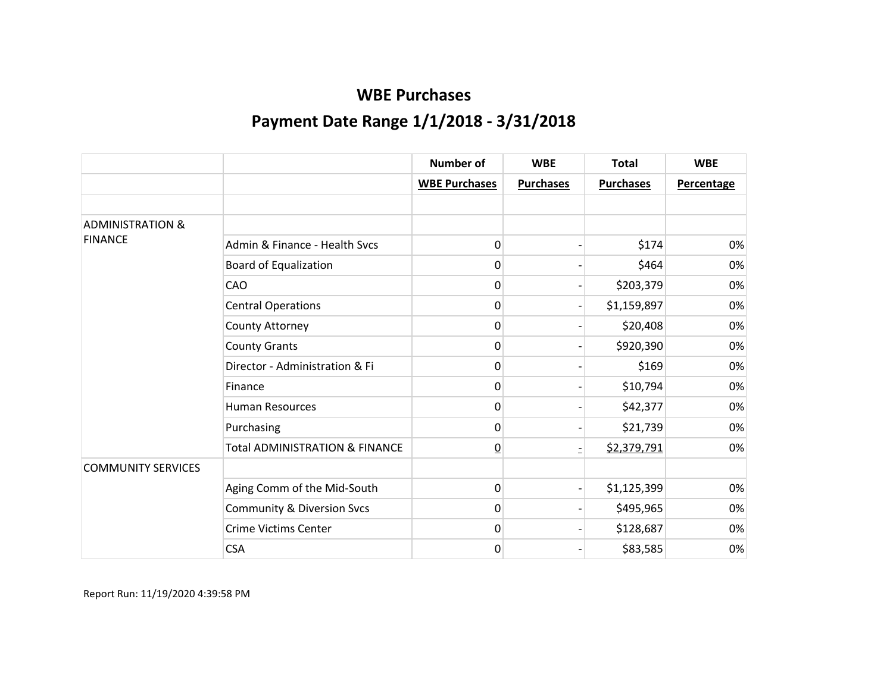# WBE Purchases

## Payment Date Range 1/1/2018 - 3/31/2018

| | | Number of | WBE | Total | WBE |
|---|---|---|---|---|---|
| | | WBE Purchases | Purchases | Purchases | Percentage |
| | | | | | |
| ADMINISTRATION & FINANCE | | | | | |
| | Admin & Finance - Health Svcs | 0 | - | $174 | 0% |
| | Board of Equalization | 0 | - | $464 | 0% |
| | CAO | 0 | - | $203,379 | 0% |
| | Central Operations | 0 | - | $1,159,897 | 0% |
| | County Attorney | 0 | - | $20,408 | 0% |
| | County Grants | 0 | - | $920,390 | 0% |
| | Director - Administration & Fi | 0 | - | $169 | 0% |
| | Finance | 0 | - | $10,794 | 0% |
| | Human Resources | 0 | - | $42,377 | 0% |
| | Purchasing | 0 | - | $21,739 | 0% |
| | Total ADMINISTRATION & FINANCE | 0 | - | $2,379,791 | 0% |
| COMMUNITY SERVICES | | | | | |
| | Aging Comm of the Mid-South | 0 | - | $1,125,399 | 0% |
| | Community & Diversion Svcs | 0 | - | $495,965 | 0% |
| | Crime Victims Center | 0 | - | $128,687 | 0% |
| | CSA | 0 | - | $83,585 | 0% |

Report Run: 11/19/2020 4:39:58 PM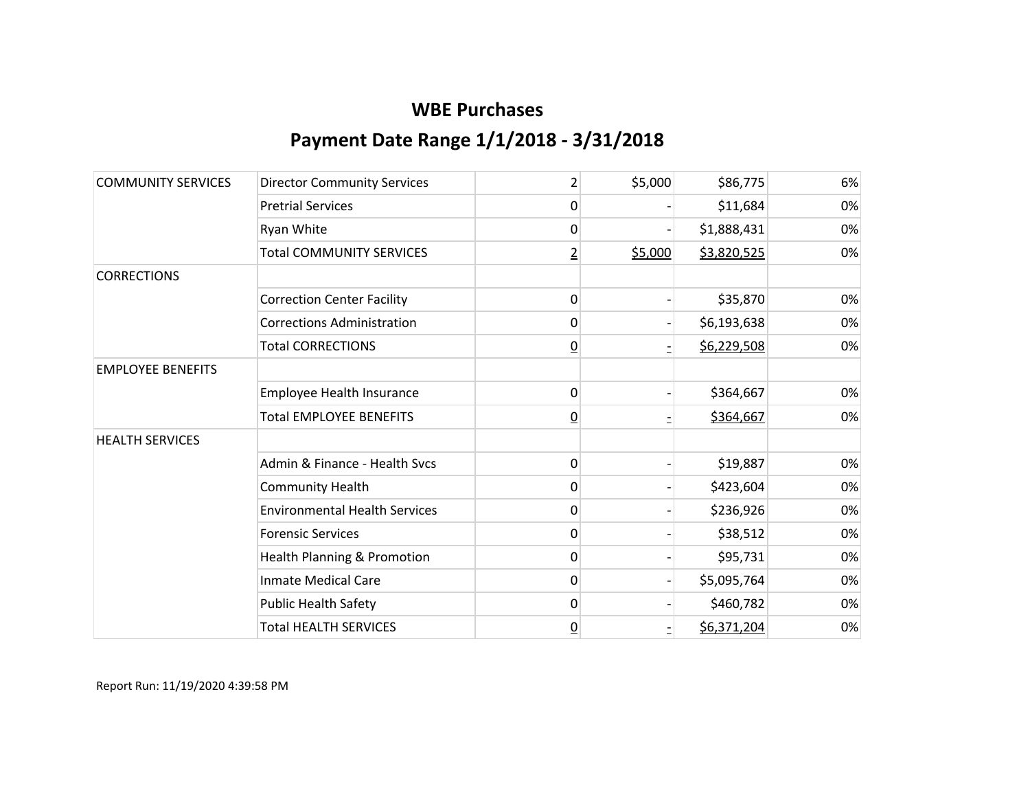# WBE Purchases

## Payment Date Range 1/1/2018 - 3/31/2018

| | | | | | |
|---|---|---|---|---|---|
| COMMUNITY SERVICES | Director Community Services | 2 | $5,000 | $86,775 | 6% |
| | Pretrial Services | 0 | - | $11,684 | 0% |
| | Ryan White | 0 | - | $1,888,431 | 0% |
| | Total COMMUNITY SERVICES | 2 | $5,000 | $3,820,525 | 0% |
| CORRECTIONS | | | | | |
| | Correction Center Facility | 0 | - | $35,870 | 0% |
| | Corrections Administration | 0 | - | $6,193,638 | 0% |
| | Total CORRECTIONS | 0 | - | $6,229,508 | 0% |
| EMPLOYEE BENEFITS | | | | | |
| | Employee Health Insurance | 0 | - | $364,667 | 0% |
| | Total EMPLOYEE BENEFITS | 0 | - | $364,667 | 0% |
| HEALTH SERVICES | | | | | |
| | Admin & Finance - Health Svcs | 0 | - | $19,887 | 0% |
| | Community Health | 0 | - | $423,604 | 0% |
| | Environmental Health Services | 0 | - | $236,926 | 0% |
| | Forensic Services | 0 | - | $38,512 | 0% |
| | Health Planning & Promotion | 0 | - | $95,731 | 0% |
| | Inmate Medical Care | 0 | - | $5,095,764 | 0% |
| | Public Health Safety | 0 | - | $460,782 | 0% |
| | Total HEALTH SERVICES | 0 | - | $6,371,204 | 0% |

Report Run: 11/19/2020 4:39:58 PM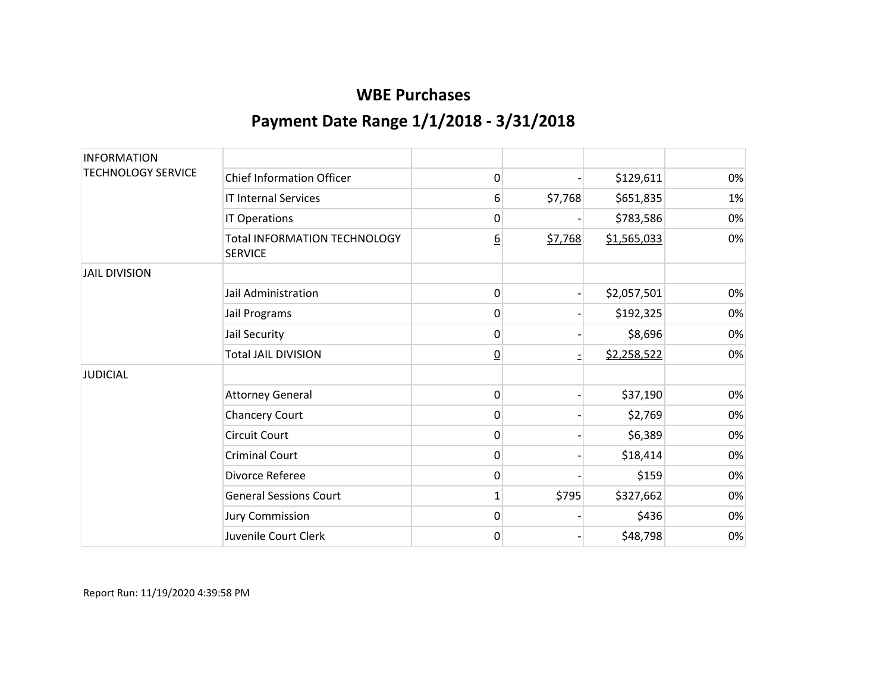# WBE Purchases

## Payment Date Range 1/1/2018 - 3/31/2018

| | | | | | |
|---|---|---|---|---|---|
| INFORMATION TECHNOLOGY SERVICE | | | | | |
| | Chief Information Officer | 0 | - | $129,611 | 0% |
| | IT Internal Services | 6 | $7,768 | $651,835 | 1% |
| | IT Operations | 0 | - | $783,586 | 0% |
| | Total INFORMATION TECHNOLOGY SERVICE | 6 | $7,768 | $1,565,033 | 0% |
| JAIL DIVISION | | | | | |
| | Jail Administration | 0 | - | $2,057,501 | 0% |
| | Jail Programs | 0 | - | $192,325 | 0% |
| | Jail Security | 0 | - | $8,696 | 0% |
| | Total JAIL DIVISION | 0 | - | $2,258,522 | 0% |
| JUDICIAL | | | | | |
| | Attorney General | 0 | - | $37,190 | 0% |
| | Chancery Court | 0 | - | $2,769 | 0% |
| | Circuit Court | 0 | - | $6,389 | 0% |
| | Criminal Court | 0 | - | $18,414 | 0% |
| | Divorce Referee | 0 | - | $159 | 0% |
| | General Sessions Court | 1 | $795 | $327,662 | 0% |
| | Jury Commission | 0 | - | $436 | 0% |
| | Juvenile Court Clerk | 0 | - | $48,798 | 0% |

Report Run: 11/19/2020 4:39:58 PM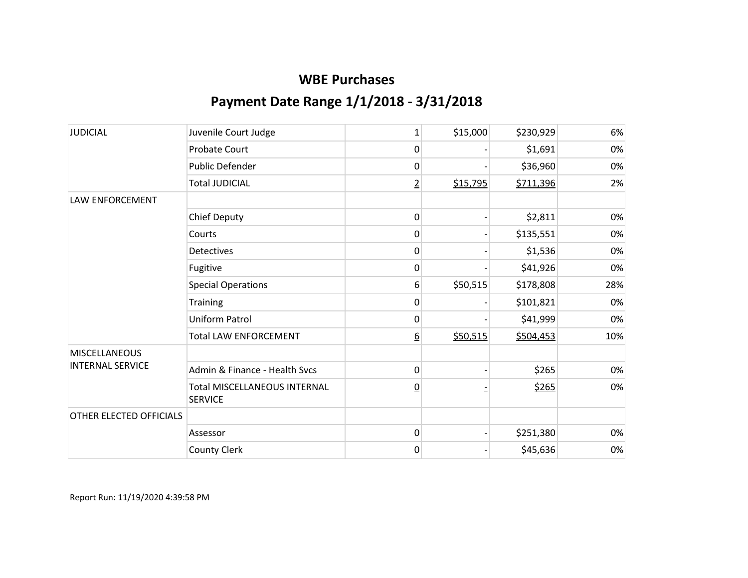# WBE Purchases

## Payment Date Range 1/1/2018 - 3/31/2018

| | | | | | |
|---|---|---|---|---|---|
| JUDICIAL | Juvenile Court Judge | 1 | $15,000 | $230,929 | 6% |
| | Probate Court | 0 | - | $1,691 | 0% |
| | Public Defender | 0 | - | $36,960 | 0% |
| | Total JUDICIAL | 2 | $15,795 | $711,396 | 2% |
| LAW ENFORCEMENT | | | | | |
| | Chief Deputy | 0 | - | $2,811 | 0% |
| | Courts | 0 | - | $135,551 | 0% |
| | Detectives | 0 | - | $1,536 | 0% |
| | Fugitive | 0 | - | $41,926 | 0% |
| | Special Operations | 6 | $50,515 | $178,808 | 28% |
| | Training | 0 | - | $101,821 | 0% |
| | Uniform Patrol | 0 | - | $41,999 | 0% |
| | Total LAW ENFORCEMENT | 6 | $50,515 | $504,453 | 10% |
| MISCELLANEOUS INTERNAL SERVICE | | | | | |
| | Admin & Finance - Health Svcs | 0 | - | $265 | 0% |
| | Total MISCELLANEOUS INTERNAL SERVICE | 0 | - | $265 | 0% |
| OTHER ELECTED OFFICIALS | | | | | |
| | Assessor | 0 | - | $251,380 | 0% |
| | County Clerk | 0 | - | $45,636 | 0% |

Report Run: 11/19/2020 4:39:58 PM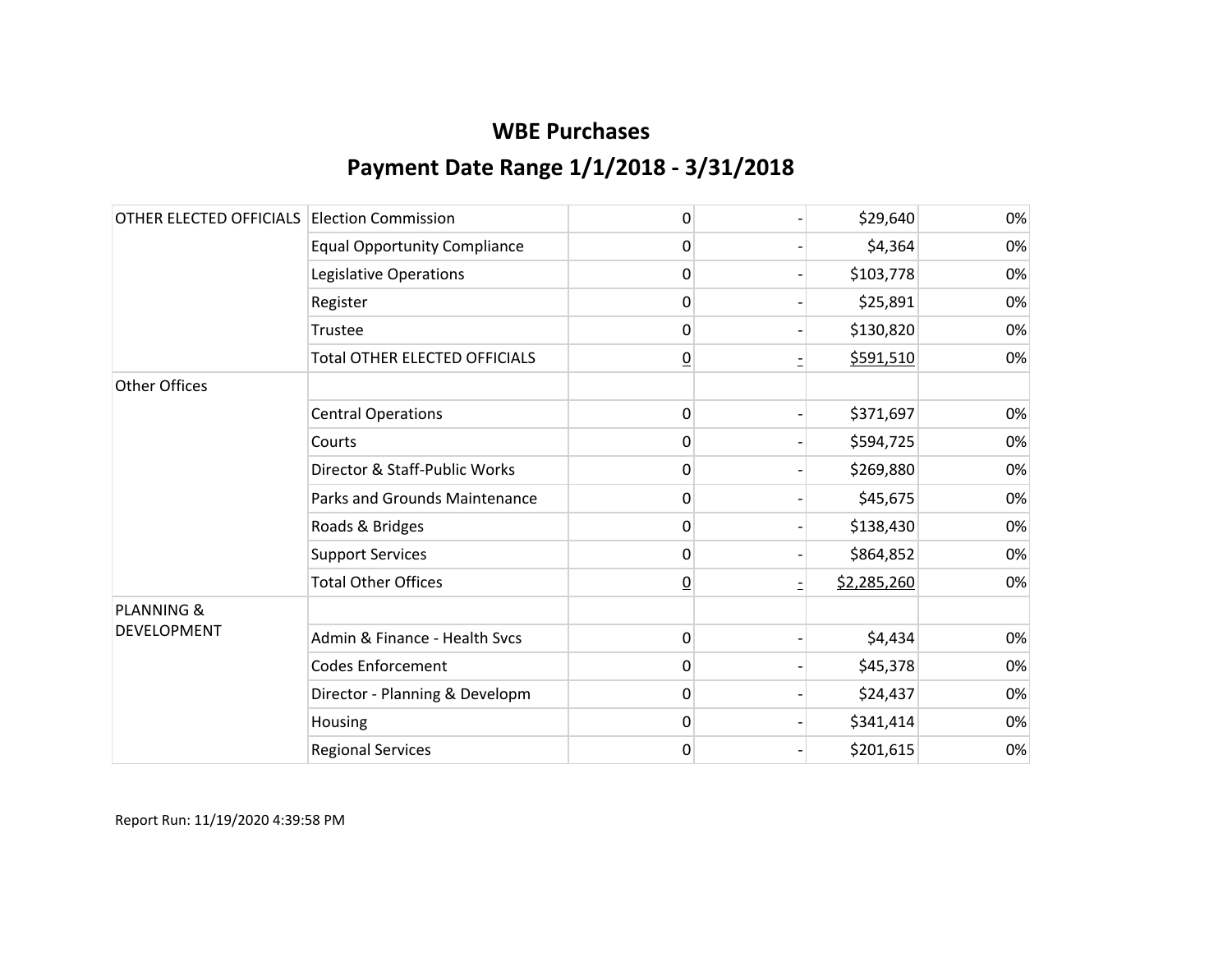# WBE Purchases

## Payment Date Range 1/1/2018 - 3/31/2018

| | | | | | |
|---|---|---|---|---|---|
| OTHER ELECTED OFFICIALS | Election Commission | 0 | - | $29,640 | 0% |
| | Equal Opportunity Compliance | 0 | - | $4,364 | 0% |
| | Legislative Operations | 0 | - | $103,778 | 0% |
| | Register | 0 | - | $25,891 | 0% |
| | Trustee | 0 | - | $130,820 | 0% |
| | Total OTHER ELECTED OFFICIALS | 0 | - | $591,510 | 0% |
| Other Offices | | | | | |
| | Central Operations | 0 | - | $371,697 | 0% |
| | Courts | 0 | - | $594,725 | 0% |
| | Director & Staff-Public Works | 0 | - | $269,880 | 0% |
| | Parks and Grounds Maintenance | 0 | - | $45,675 | 0% |
| | Roads & Bridges | 0 | - | $138,430 | 0% |
| | Support Services | 0 | - | $864,852 | 0% |
| | Total Other Offices | 0 | - | $2,285,260 | 0% |
| PLANNING & DEVELOPMENT | | | | | |
| | Admin & Finance - Health Svcs | 0 | - | $4,434 | 0% |
| | Codes Enforcement | 0 | - | $45,378 | 0% |
| | Director - Planning & Developm | 0 | - | $24,437 | 0% |
| | Housing | 0 | - | $341,414 | 0% |
| | Regional Services | 0 | - | $201,615 | 0% |

Report Run: 11/19/2020 4:39:58 PM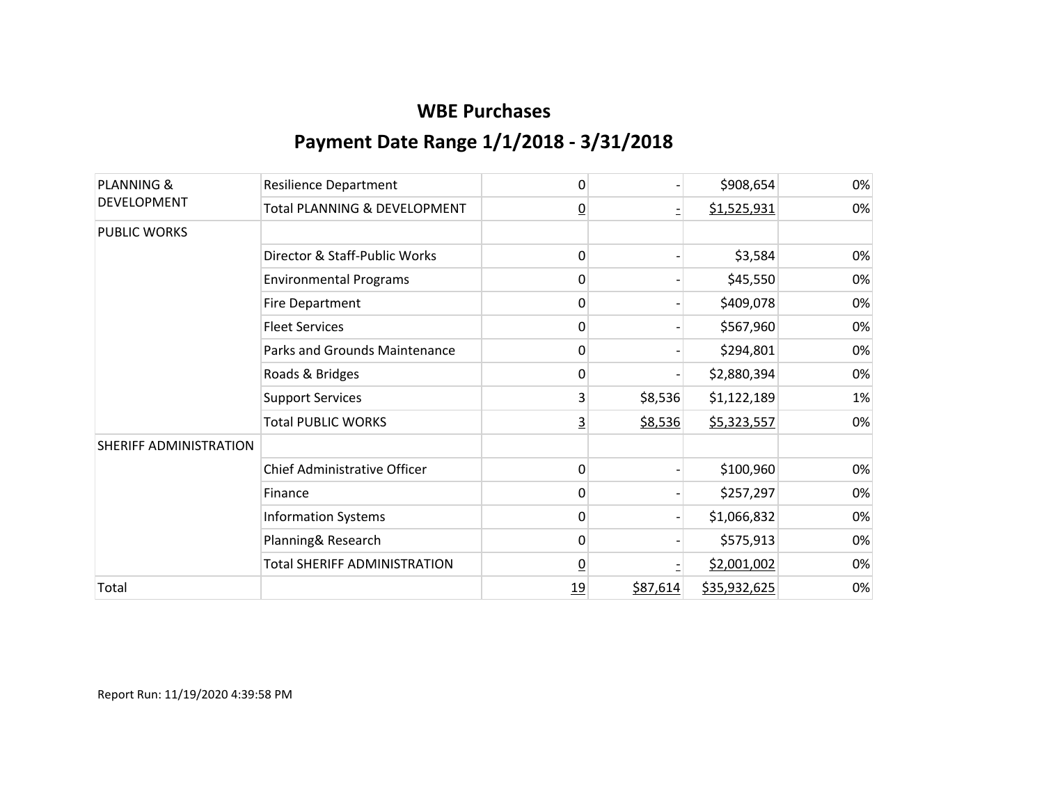## WBE Purchases

## Payment Date Range 1/1/2018 - 3/31/2018

| | | | | | |
|---|---|---|---|---|---|
| PLANNING & DEVELOPMENT | Resilience Department | 0 | - | $908,654 | 0% |
| | Total PLANNING & DEVELOPMENT | 0 | - | $1,525,931 | 0% |
| PUBLIC WORKS | | | | | |
| | Director & Staff-Public Works | 0 | - | $3,584 | 0% |
| | Environmental Programs | 0 | - | $45,550 | 0% |
| | Fire Department | 0 | - | $409,078 | 0% |
| | Fleet Services | 0 | - | $567,960 | 0% |
| | Parks and Grounds Maintenance | 0 | - | $294,801 | 0% |
| | Roads & Bridges | 0 | - | $2,880,394 | 0% |
| | Support Services | 3 | $8,536 | $1,122,189 | 1% |
| | Total PUBLIC WORKS | 3 | $8,536 | $5,323,557 | 0% |
| SHERIFF ADMINISTRATION | | | | | |
| | Chief Administrative Officer | 0 | - | $100,960 | 0% |
| | Finance | 0 | - | $257,297 | 0% |
| | Information Systems | 0 | - | $1,066,832 | 0% |
| | Planning& Research | 0 | - | $575,913 | 0% |
| | Total SHERIFF ADMINISTRATION | 0 | - | $2,001,002 | 0% |
| Total | | 19 | $87,614 | $35,932,625 | 0% |

Report Run: 11/19/2020 4:39:58 PM